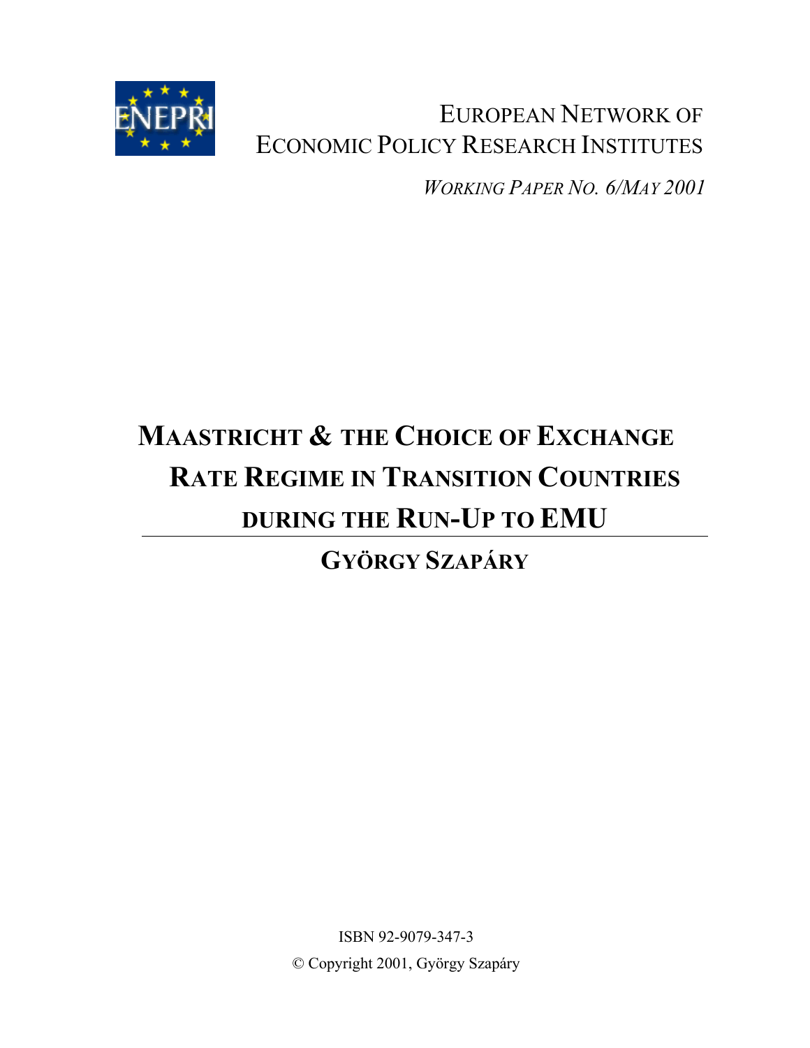EUROPEAN NETWORK OF ECONOMIC POLICY RESEARCH INSTITUTES

*WORKING PAPER NO. 6/MAY 2001*

# MAASTRICHT & THE CHOICE OF EXCHANGE RATE REGIME IN TRANSITION COUNTRIES DURING THE RUN-UP TO EMU

## GYÖRGY SZAPÁRY

ISBN 92-9079-347-3

© Copyright 2001, György Szapáry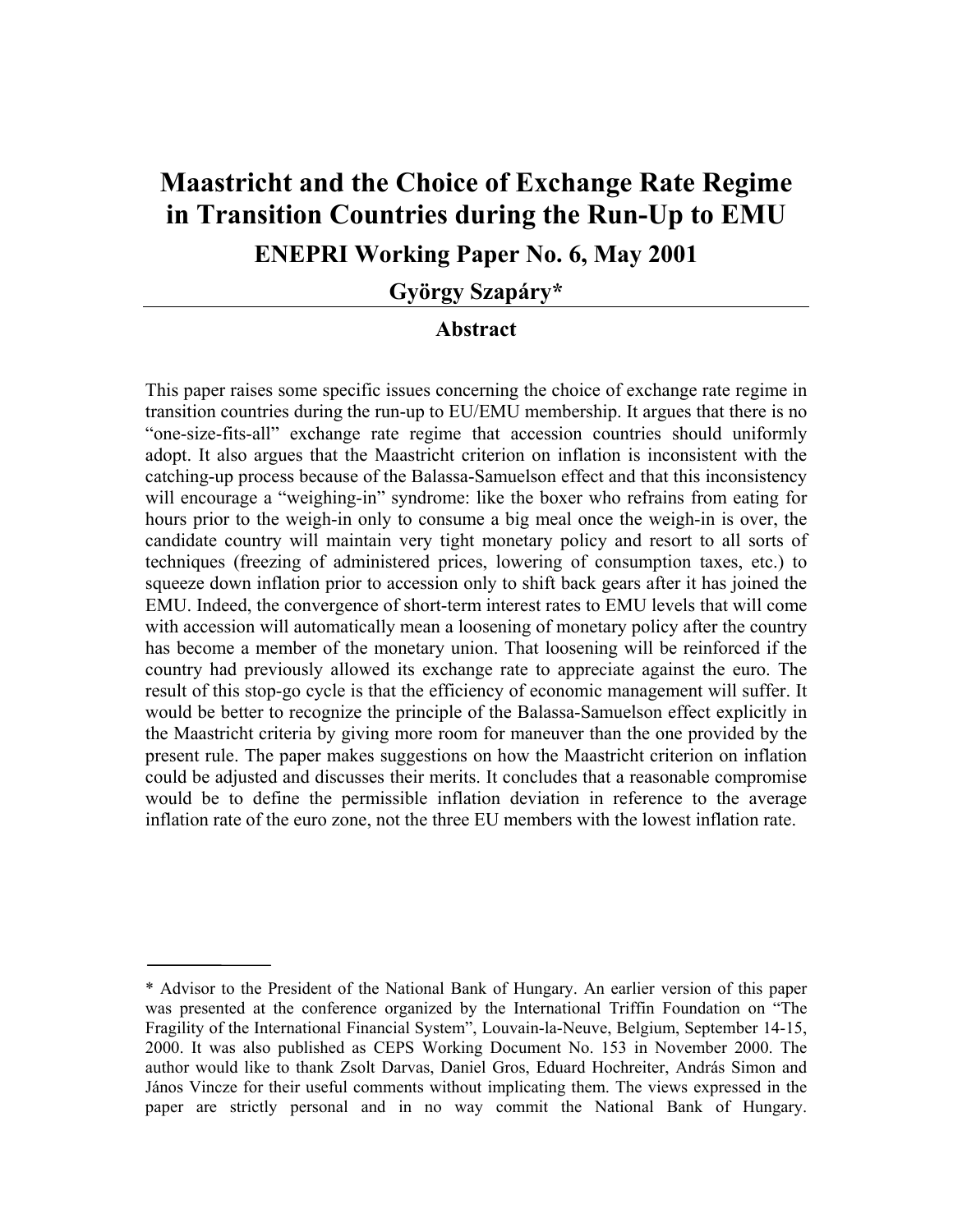# Maastricht and the Choice of Exchange Rate Regime in Transition Countries during the Run-Up to EMU

## ENEPRI Working Paper No. 6, May 2001

## György Szapáry*

### Abstract

This paper raises some specific issues concerning the choice of exchange rate regime in transition countries during the run-up to EU/EMU membership. It argues that there is no "one-size-fits-all" exchange rate regime that accession countries should uniformly adopt. It also argues that the Maastricht criterion on inflation is inconsistent with the catching-up process because of the Balassa-Samuelson effect and that this inconsistency will encourage a "weighing-in" syndrome: like the boxer who refrains from eating for hours prior to the weigh-in only to consume a big meal once the weigh-in is over, the candidate country will maintain very tight monetary policy and resort to all sorts of techniques (freezing of administered prices, lowering of consumption taxes, etc.) to squeeze down inflation prior to accession only to shift back gears after it has joined the EMU. Indeed, the convergence of short-term interest rates to EMU levels that will come with accession will automatically mean a loosening of monetary policy after the country has become a member of the monetary union. That loosening will be reinforced if the country had previously allowed its exchange rate to appreciate against the euro. The result of this stop-go cycle is that the efficiency of economic management will suffer. It would be better to recognize the principle of the Balassa-Samuelson effect explicitly in the Maastricht criteria by giving more room for maneuver than the one provided by the present rule. The paper makes suggestions on how the Maastricht criterion on inflation could be adjusted and discusses their merits. It concludes that a reasonable compromise would be to define the permissible inflation deviation in reference to the average inflation rate of the euro zone, not the three EU members with the lowest inflation rate.

---

\* Advisor to the President of the National Bank of Hungary. An earlier version of this paper was presented at the conference organized by the International Triffin Foundation on "The Fragility of the International Financial System", Louvain-la-Neuve, Belgium, September 14-15, 2000. It was also published as CEPS Working Document No. 153 in November 2000. The author would like to thank Zsolt Darvas, Daniel Gros, Eduard Hochreiter, András Simon and János Vincze for their useful comments without implicating them. The views expressed in the paper are strictly personal and in no way commit the National Bank of Hungary.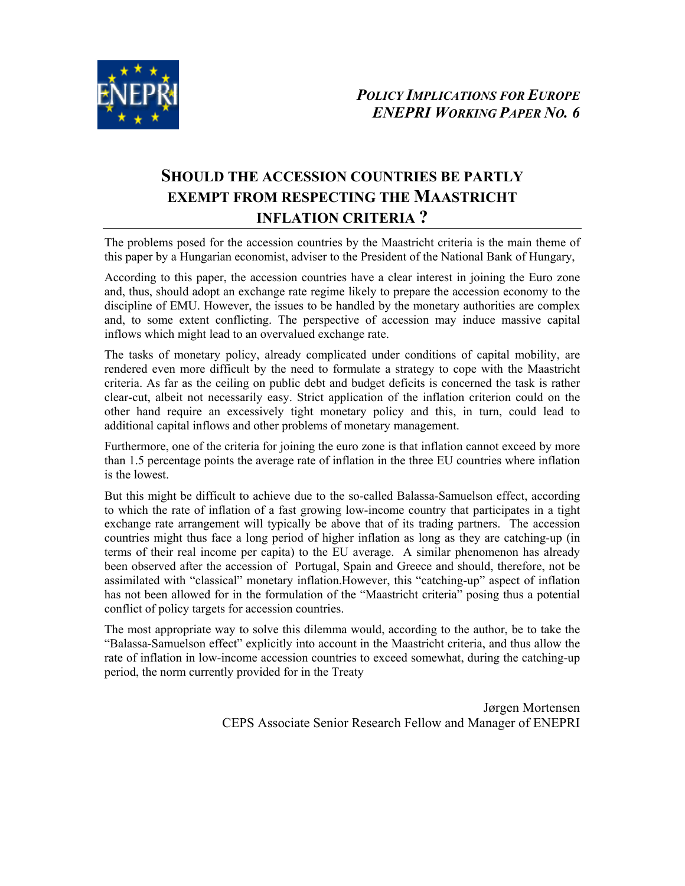*POLICY IMPLICATIONS FOR EUROPE*
*ENEPRI WORKING PAPER NO. 6*

# SHOULD THE ACCESSION COUNTRIES BE PARTLY EXEMPT FROM RESPECTING THE MAASTRICHT INFLATION CRITERIA ?

The problems posed for the accession countries by the Maastricht criteria is the main theme of this paper by a Hungarian economist, adviser to the President of the National Bank of Hungary,

According to this paper, the accession countries have a clear interest in joining the Euro zone and, thus, should adopt an exchange rate regime likely to prepare the accession economy to the discipline of EMU. However, the issues to be handled by the monetary authorities are complex and, to some extent conflicting. The perspective of accession may induce massive capital inflows which might lead to an overvalued exchange rate.

The tasks of monetary policy, already complicated under conditions of capital mobility, are rendered even more difficult by the need to formulate a strategy to cope with the Maastricht criteria. As far as the ceiling on public debt and budget deficits is concerned the task is rather clear-cut, albeit not necessarily easy. Strict application of the inflation criterion could on the other hand require an excessively tight monetary policy and this, in turn, could lead to additional capital inflows and other problems of monetary management.

Furthermore, one of the criteria for joining the euro zone is that inflation cannot exceed by more than 1.5 percentage points the average rate of inflation in the three EU countries where inflation is the lowest.

But this might be difficult to achieve due to the so-called Balassa-Samuelson effect, according to which the rate of inflation of a fast growing low-income country that participates in a tight exchange rate arrangement will typically be above that of its trading partners. The accession countries might thus face a long period of higher inflation as long as they are catching-up (in terms of their real income per capita) to the EU average. A similar phenomenon has already been observed after the accession of Portugal, Spain and Greece and should, therefore, not be assimilated with "classical" monetary inflation.However, this "catching-up" aspect of inflation has not been allowed for in the formulation of the "Maastricht criteria" posing thus a potential conflict of policy targets for accession countries.

The most appropriate way to solve this dilemma would, according to the author, be to take the "Balassa-Samuelson effect" explicitly into account in the Maastricht criteria, and thus allow the rate of inflation in low-income accession countries to exceed somewhat, during the catching-up period, the norm currently provided for in the Treaty

Jørgen Mortensen
CEPS Associate Senior Research Fellow and Manager of ENEPRI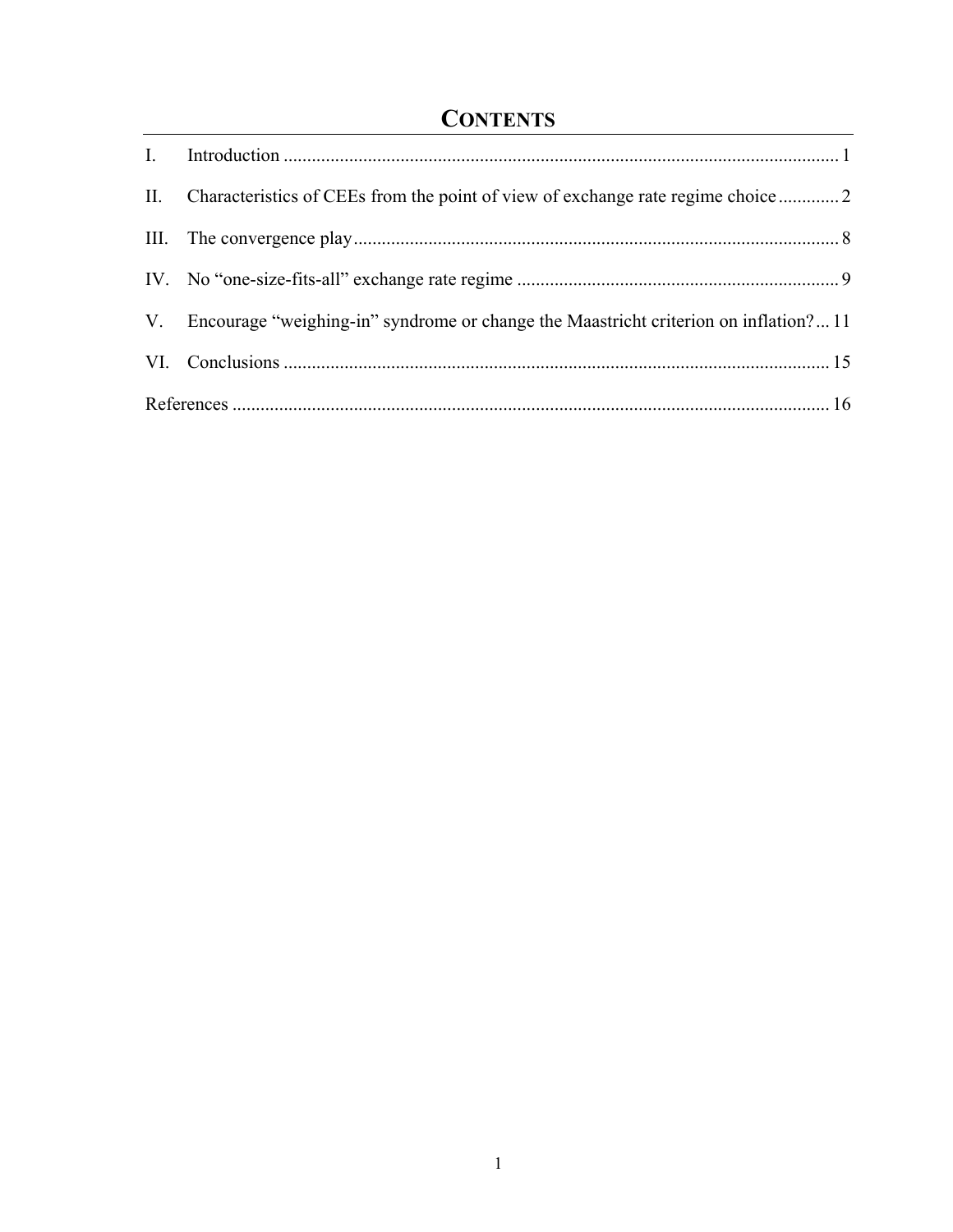# CONTENTS

I. Introduction ........................................................................................................................ 1

II. Characteristics of CEEs from the point of view of exchange rate regime choice ............. 2

III. The convergence play ........................................................................................................ 8

IV. No "one-size-fits-all" exchange rate regime ..................................................................... 9

V. Encourage "weighing-in" syndrome or change the Maastricht criterion on inflation? ... 11

VI. Conclusions ...................................................................................................................... 15

References ................................................................................................................................ 16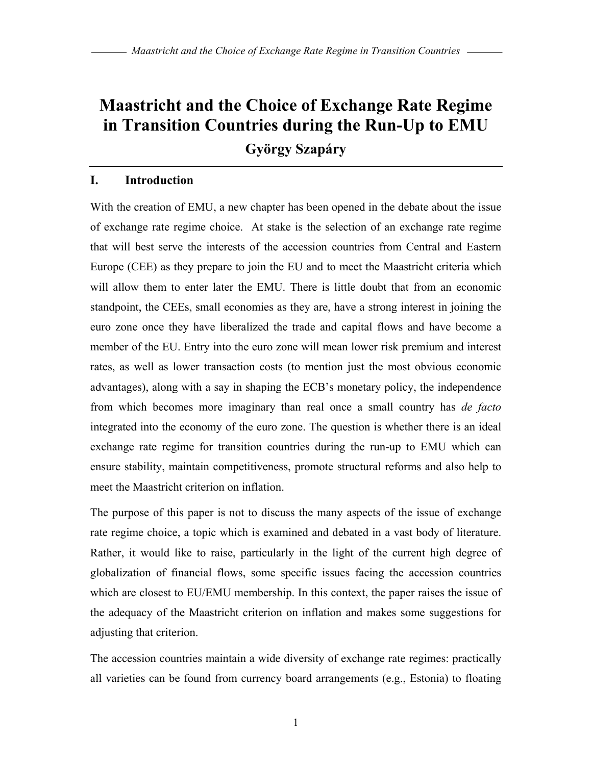# Maastricht and the Choice of Exchange Rate Regime in Transition Countries during the Run-Up to EMU

**György Szapáry**

## I. Introduction

With the creation of EMU, a new chapter has been opened in the debate about the issue of exchange rate regime choice. At stake is the selection of an exchange rate regime that will best serve the interests of the accession countries from Central and Eastern Europe (CEE) as they prepare to join the EU and to meet the Maastricht criteria which will allow them to enter later the EMU. There is little doubt that from an economic standpoint, the CEEs, small economies as they are, have a strong interest in joining the euro zone once they have liberalized the trade and capital flows and have become a member of the EU. Entry into the euro zone will mean lower risk premium and interest rates, as well as lower transaction costs (to mention just the most obvious economic advantages), along with a say in shaping the ECB's monetary policy, the independence from which becomes more imaginary than real once a small country has *de facto* integrated into the economy of the euro zone. The question is whether there is an ideal exchange rate regime for transition countries during the run-up to EMU which can ensure stability, maintain competitiveness, promote structural reforms and also help to meet the Maastricht criterion on inflation.

The purpose of this paper is not to discuss the many aspects of the issue of exchange rate regime choice, a topic which is examined and debated in a vast body of literature. Rather, it would like to raise, particularly in the light of the current high degree of globalization of financial flows, some specific issues facing the accession countries which are closest to EU/EMU membership. In this context, the paper raises the issue of the adequacy of the Maastricht criterion on inflation and makes some suggestions for adjusting that criterion.

The accession countries maintain a wide diversity of exchange rate regimes: practically all varieties can be found from currency board arrangements (e.g., Estonia) to floating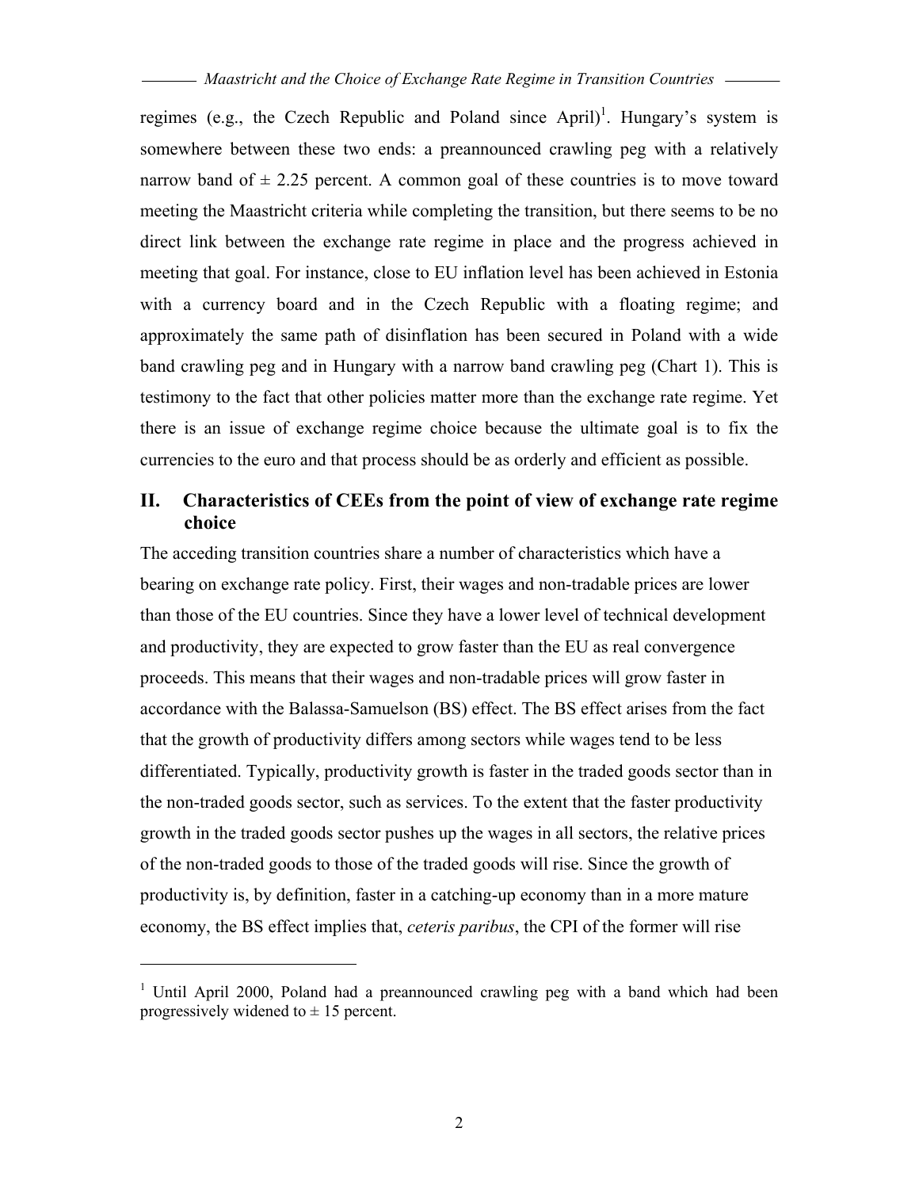regimes (e.g., the Czech Republic and Poland since April)[1]. Hungary's system is somewhere between these two ends: a preannounced crawling peg with a relatively narrow band of ± 2.25 percent. A common goal of these countries is to move toward meeting the Maastricht criteria while completing the transition, but there seems to be no direct link between the exchange rate regime in place and the progress achieved in meeting that goal. For instance, close to EU inflation level has been achieved in Estonia with a currency board and in the Czech Republic with a floating regime; and approximately the same path of disinflation has been secured in Poland with a wide band crawling peg and in Hungary with a narrow band crawling peg (Chart 1). This is testimony to the fact that other policies matter more than the exchange rate regime. Yet there is an issue of exchange regime choice because the ultimate goal is to fix the currencies to the euro and that process should be as orderly and efficient as possible.

## II. Characteristics of CEEs from the point of view of exchange rate regime choice

The acceding transition countries share a number of characteristics which have a bearing on exchange rate policy. First, their wages and non-tradable prices are lower than those of the EU countries. Since they have a lower level of technical development and productivity, they are expected to grow faster than the EU as real convergence proceeds. This means that their wages and non-tradable prices will grow faster in accordance with the Balassa-Samuelson (BS) effect. The BS effect arises from the fact that the growth of productivity differs among sectors while wages tend to be less differentiated. Typically, productivity growth is faster in the traded goods sector than in the non-traded goods sector, such as services. To the extent that the faster productivity growth in the traded goods sector pushes up the wages in all sectors, the relative prices of the non-traded goods to those of the traded goods will rise. Since the growth of productivity is, by definition, faster in a catching-up economy than in a more mature economy, the BS effect implies that, *ceteris paribus*, the CPI of the former will rise

---

[1] Until April 2000, Poland had a preannounced crawling peg with a band which had been progressively widened to ± 15 percent.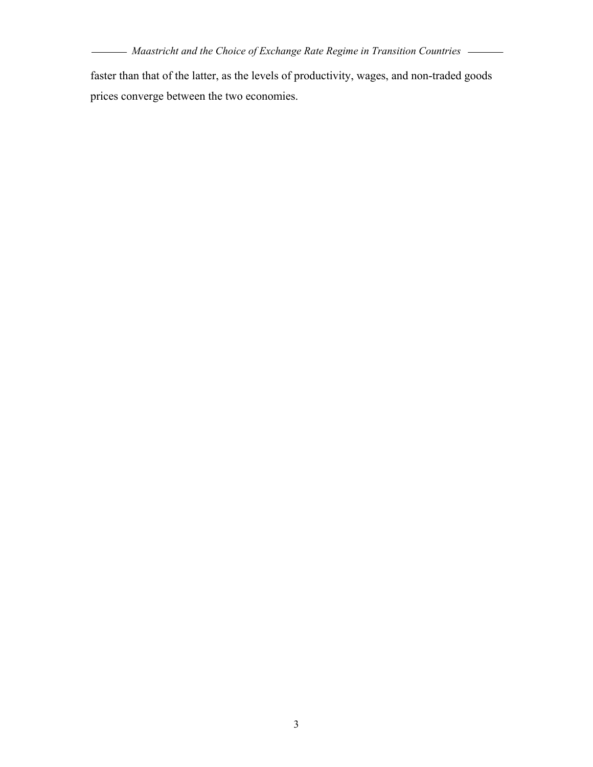faster than that of the latter, as the levels of productivity, wages, and non-traded goods prices converge between the two economies.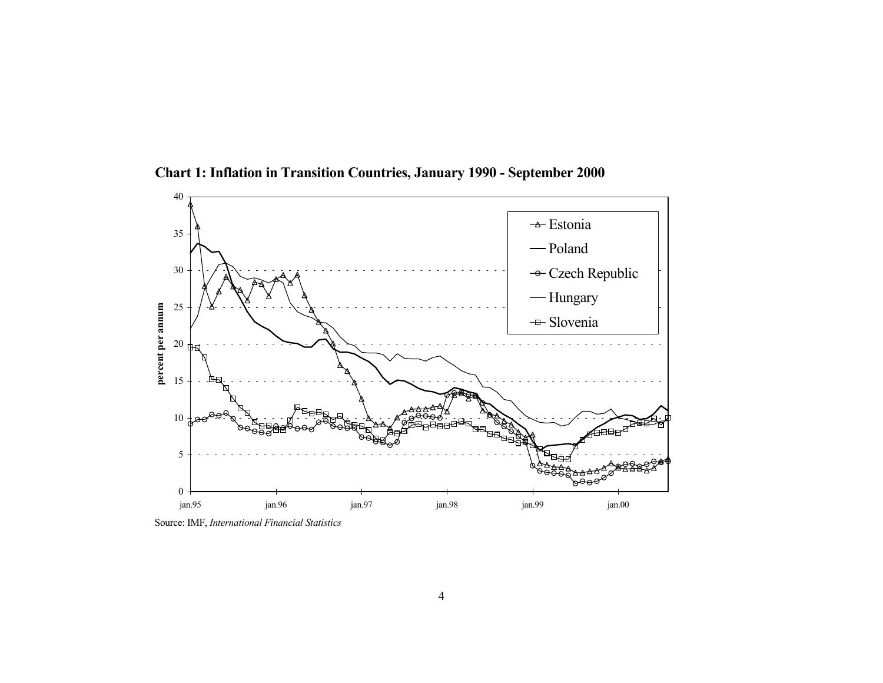**Chart 1: Inflation in Transition Countries, January 1990 - September 2000**

Source: IMF, *International Financial Statistics*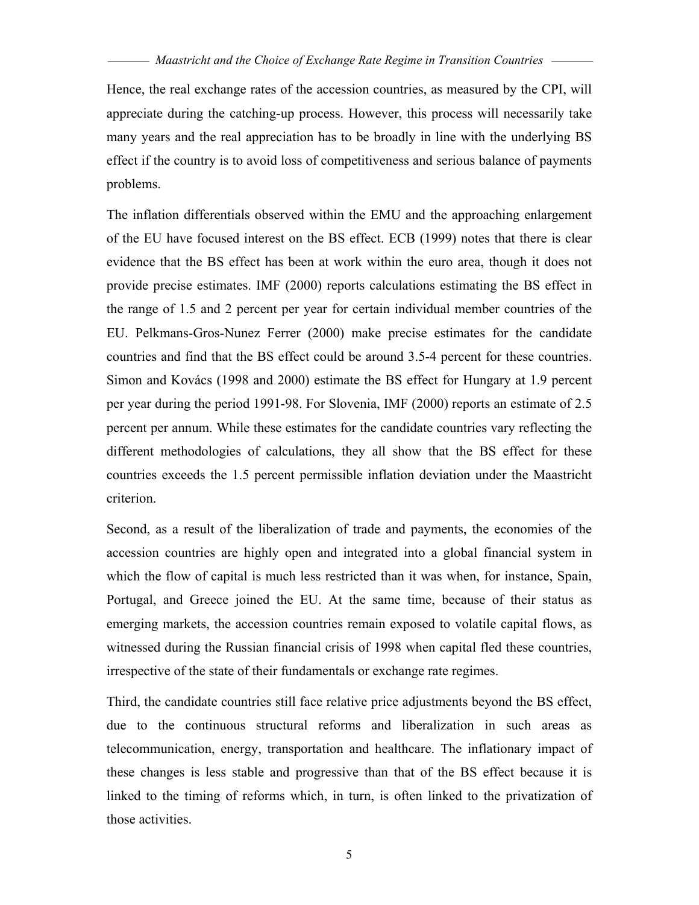Hence, the real exchange rates of the accession countries, as measured by the CPI, will appreciate during the catching-up process. However, this process will necessarily take many years and the real appreciation has to be broadly in line with the underlying BS effect if the country is to avoid loss of competitiveness and serious balance of payments problems.

The inflation differentials observed within the EMU and the approaching enlargement of the EU have focused interest on the BS effect. ECB (1999) notes that there is clear evidence that the BS effect has been at work within the euro area, though it does not provide precise estimates. IMF (2000) reports calculations estimating the BS effect in the range of 1.5 and 2 percent per year for certain individual member countries of the EU. Pelkmans-Gros-Nunez Ferrer (2000) make precise estimates for the candidate countries and find that the BS effect could be around 3.5-4 percent for these countries. Simon and Kovács (1998 and 2000) estimate the BS effect for Hungary at 1.9 percent per year during the period 1991-98. For Slovenia, IMF (2000) reports an estimate of 2.5 percent per annum. While these estimates for the candidate countries vary reflecting the different methodologies of calculations, they all show that the BS effect for these countries exceeds the 1.5 percent permissible inflation deviation under the Maastricht criterion.

Second, as a result of the liberalization of trade and payments, the economies of the accession countries are highly open and integrated into a global financial system in which the flow of capital is much less restricted than it was when, for instance, Spain, Portugal, and Greece joined the EU. At the same time, because of their status as emerging markets, the accession countries remain exposed to volatile capital flows, as witnessed during the Russian financial crisis of 1998 when capital fled these countries, irrespective of the state of their fundamentals or exchange rate regimes.

Third, the candidate countries still face relative price adjustments beyond the BS effect, due to the continuous structural reforms and liberalization in such areas as telecommunication, energy, transportation and healthcare. The inflationary impact of these changes is less stable and progressive than that of the BS effect because it is linked to the timing of reforms which, in turn, is often linked to the privatization of those activities.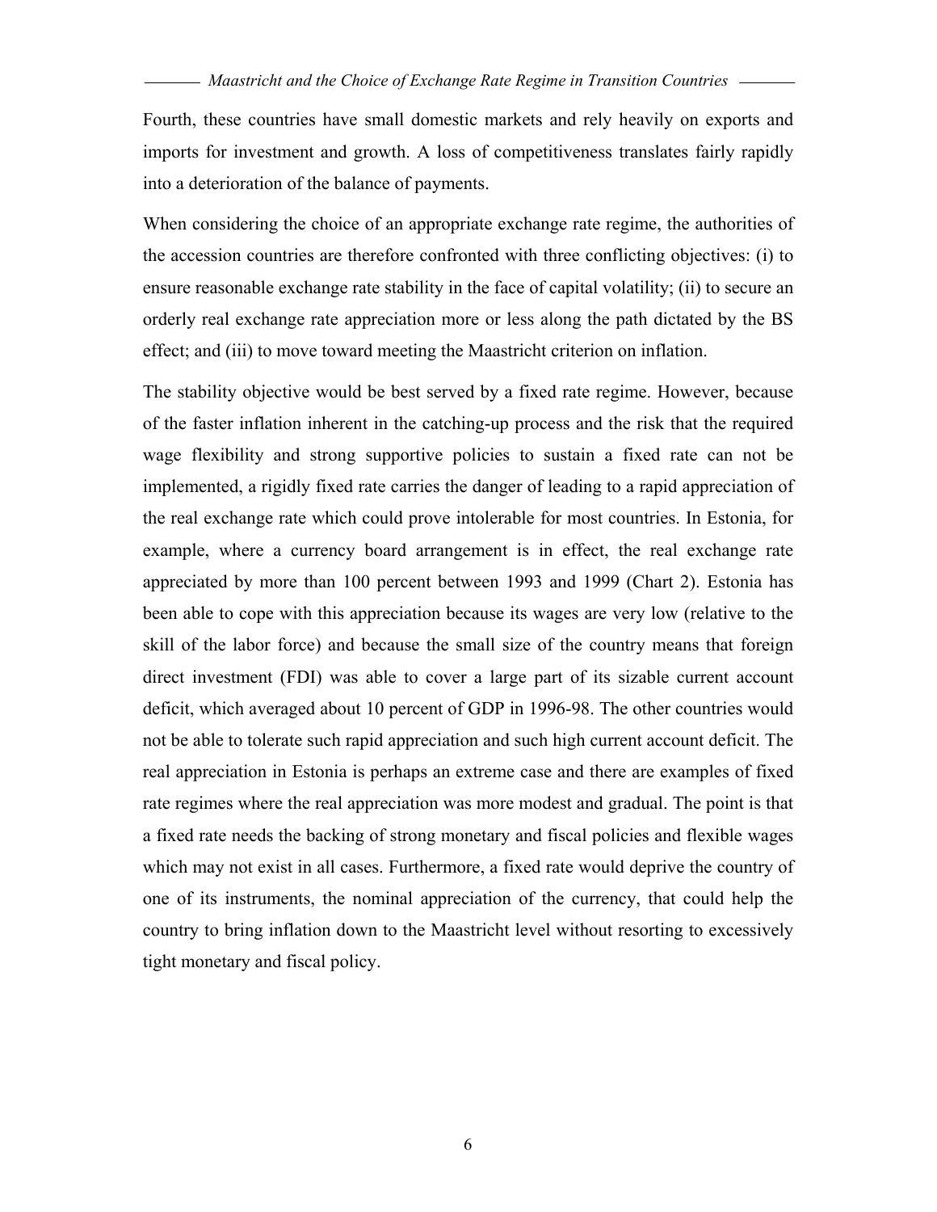Fourth, these countries have small domestic markets and rely heavily on exports and imports for investment and growth. A loss of competitiveness translates fairly rapidly into a deterioration of the balance of payments.

When considering the choice of an appropriate exchange rate regime, the authorities of the accession countries are therefore confronted with three conflicting objectives: (i) to ensure reasonable exchange rate stability in the face of capital volatility; (ii) to secure an orderly real exchange rate appreciation more or less along the path dictated by the BS effect; and (iii) to move toward meeting the Maastricht criterion on inflation.

The stability objective would be best served by a fixed rate regime. However, because of the faster inflation inherent in the catching-up process and the risk that the required wage flexibility and strong supportive policies to sustain a fixed rate can not be implemented, a rigidly fixed rate carries the danger of leading to a rapid appreciation of the real exchange rate which could prove intolerable for most countries. In Estonia, for example, where a currency board arrangement is in effect, the real exchange rate appreciated by more than 100 percent between 1993 and 1999 (Chart 2). Estonia has been able to cope with this appreciation because its wages are very low (relative to the skill of the labor force) and because the small size of the country means that foreign direct investment (FDI) was able to cover a large part of its sizable current account deficit, which averaged about 10 percent of GDP in 1996-98. The other countries would not be able to tolerate such rapid appreciation and such high current account deficit. The real appreciation in Estonia is perhaps an extreme case and there are examples of fixed rate regimes where the real appreciation was more modest and gradual. The point is that a fixed rate needs the backing of strong monetary and fiscal policies and flexible wages which may not exist in all cases. Furthermore, a fixed rate would deprive the country of one of its instruments, the nominal appreciation of the currency, that could help the country to bring inflation down to the Maastricht level without resorting to excessively tight monetary and fiscal policy.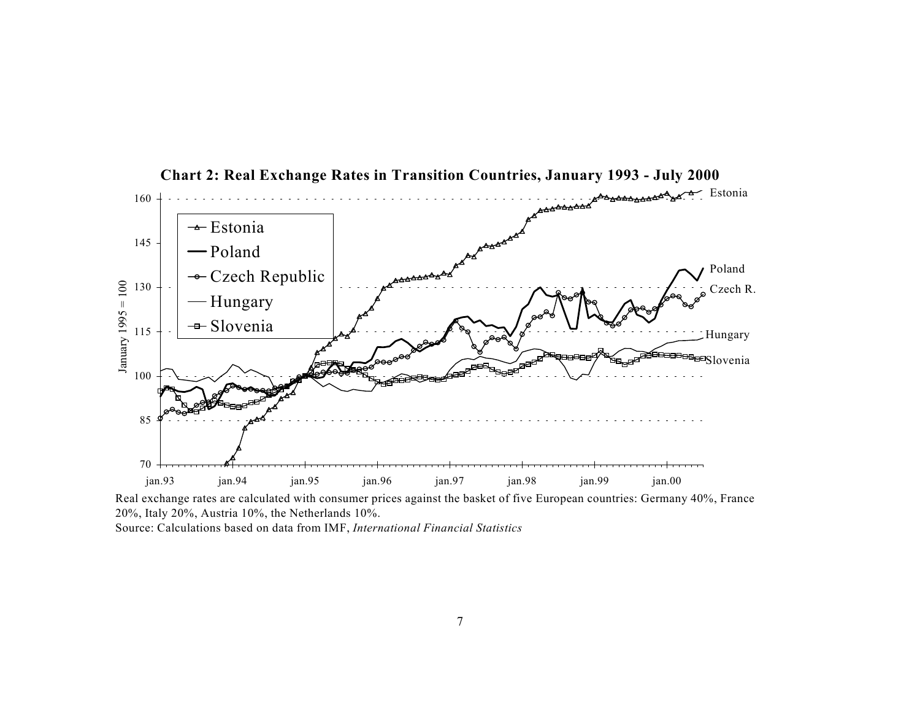**Chart 2: Real Exchange Rates in Transition Countries, January 1993 - July 2000**

Real exchange rates are calculated with consumer prices against the basket of five European countries: Germany 40%, France 20%, Italy 20%, Austria 10%, the Netherlands 10%.

Source: Calculations based on data from IMF, *International Financial Statistics*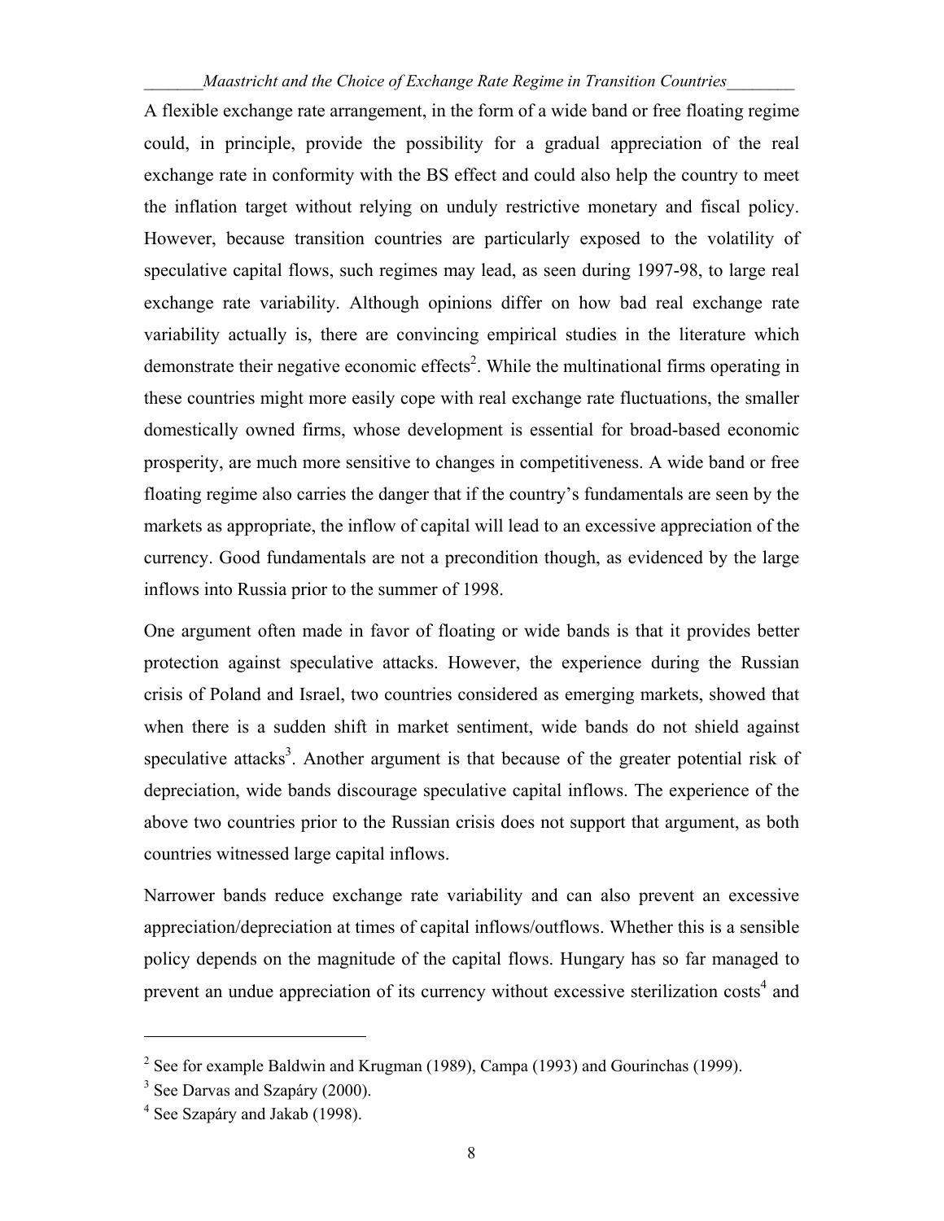A flexible exchange rate arrangement, in the form of a wide band or free floating regime could, in principle, provide the possibility for a gradual appreciation of the real exchange rate in conformity with the BS effect and could also help the country to meet the inflation target without relying on unduly restrictive monetary and fiscal policy. However, because transition countries are particularly exposed to the volatility of speculative capital flows, such regimes may lead, as seen during 1997-98, to large real exchange rate variability. Although opinions differ on how bad real exchange rate variability actually is, there are convincing empirical studies in the literature which demonstrate their negative economic effects[2]. While the multinational firms operating in these countries might more easily cope with real exchange rate fluctuations, the smaller domestically owned firms, whose development is essential for broad-based economic prosperity, are much more sensitive to changes in competitiveness. A wide band or free floating regime also carries the danger that if the country's fundamentals are seen by the markets as appropriate, the inflow of capital will lead to an excessive appreciation of the currency. Good fundamentals are not a precondition though, as evidenced by the large inflows into Russia prior to the summer of 1998.

One argument often made in favor of floating or wide bands is that it provides better protection against speculative attacks. However, the experience during the Russian crisis of Poland and Israel, two countries considered as emerging markets, showed that when there is a sudden shift in market sentiment, wide bands do not shield against speculative attacks[3]. Another argument is that because of the greater potential risk of depreciation, wide bands discourage speculative capital inflows. The experience of the above two countries prior to the Russian crisis does not support that argument, as both countries witnessed large capital inflows.

Narrower bands reduce exchange rate variability and can also prevent an excessive appreciation/depreciation at times of capital inflows/outflows. Whether this is a sensible policy depends on the magnitude of the capital flows. Hungary has so far managed to prevent an undue appreciation of its currency without excessive sterilization costs[4] and

---

[2] See for example Baldwin and Krugman (1989), Campa (1993) and Gourinchas (1999).

[3] See Darvas and Szapáry (2000).

[4] See Szapáry and Jakab (1998).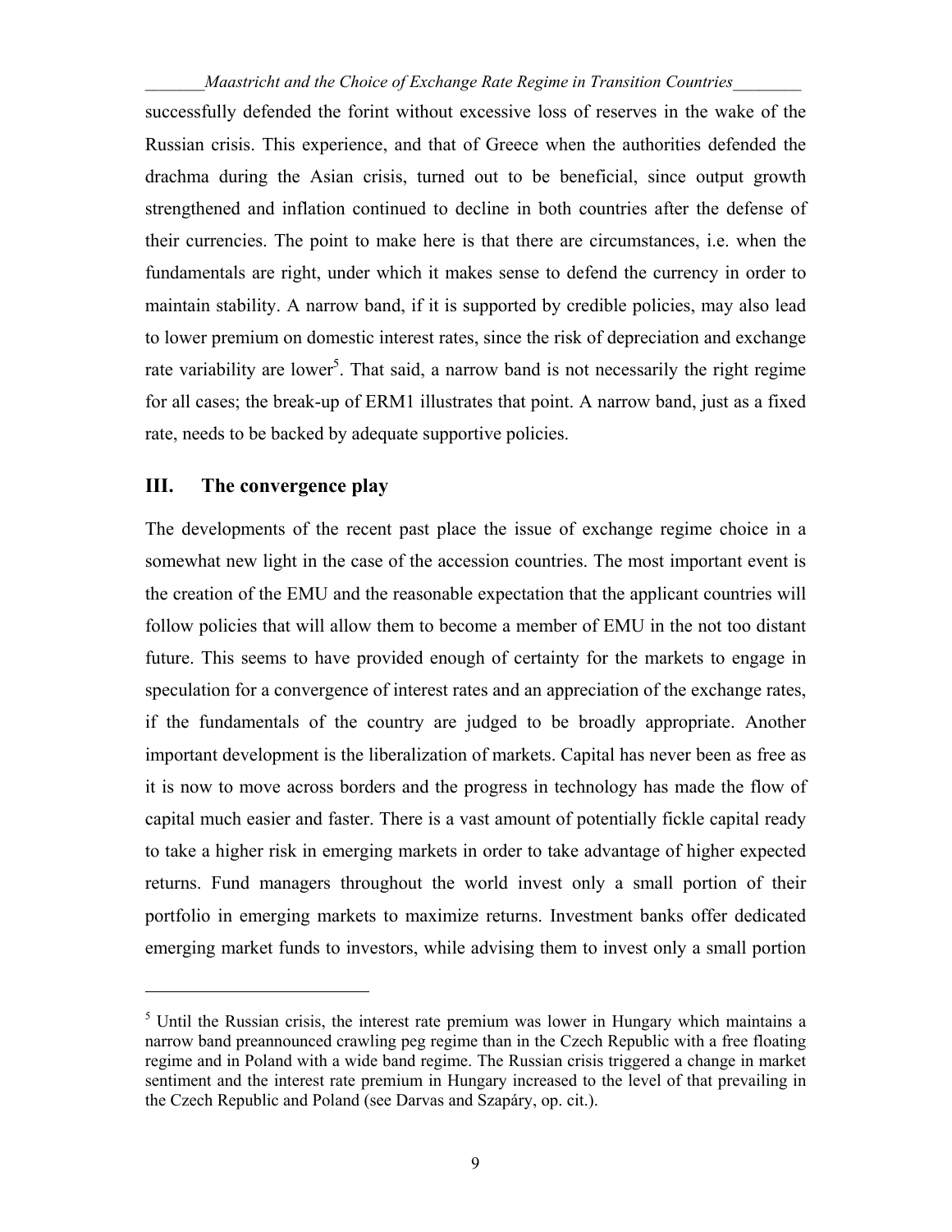successfully defended the forint without excessive loss of reserves in the wake of the Russian crisis. This experience, and that of Greece when the authorities defended the drachma during the Asian crisis, turned out to be beneficial, since output growth strengthened and inflation continued to decline in both countries after the defense of their currencies. The point to make here is that there are circumstances, i.e. when the fundamentals are right, under which it makes sense to defend the currency in order to maintain stability. A narrow band, if it is supported by credible policies, may also lead to lower premium on domestic interest rates, since the risk of depreciation and exchange rate variability are lower[5]. That said, a narrow band is not necessarily the right regime for all cases; the break-up of ERM1 illustrates that point. A narrow band, just as a fixed rate, needs to be backed by adequate supportive policies.

## III. The convergence play

The developments of the recent past place the issue of exchange regime choice in a somewhat new light in the case of the accession countries. The most important event is the creation of the EMU and the reasonable expectation that the applicant countries will follow policies that will allow them to become a member of EMU in the not too distant future. This seems to have provided enough of certainty for the markets to engage in speculation for a convergence of interest rates and an appreciation of the exchange rates, if the fundamentals of the country are judged to be broadly appropriate. Another important development is the liberalization of markets. Capital has never been as free as it is now to move across borders and the progress in technology has made the flow of capital much easier and faster. There is a vast amount of potentially fickle capital ready to take a higher risk in emerging markets in order to take advantage of higher expected returns. Fund managers throughout the world invest only a small portion of their portfolio in emerging markets to maximize returns. Investment banks offer dedicated emerging market funds to investors, while advising them to invest only a small portion

---

[5] Until the Russian crisis, the interest rate premium was lower in Hungary which maintains a narrow band preannounced crawling peg regime than in the Czech Republic with a free floating regime and in Poland with a wide band regime. The Russian crisis triggered a change in market sentiment and the interest rate premium in Hungary increased to the level of that prevailing in the Czech Republic and Poland (see Darvas and Szapáry, op. cit.).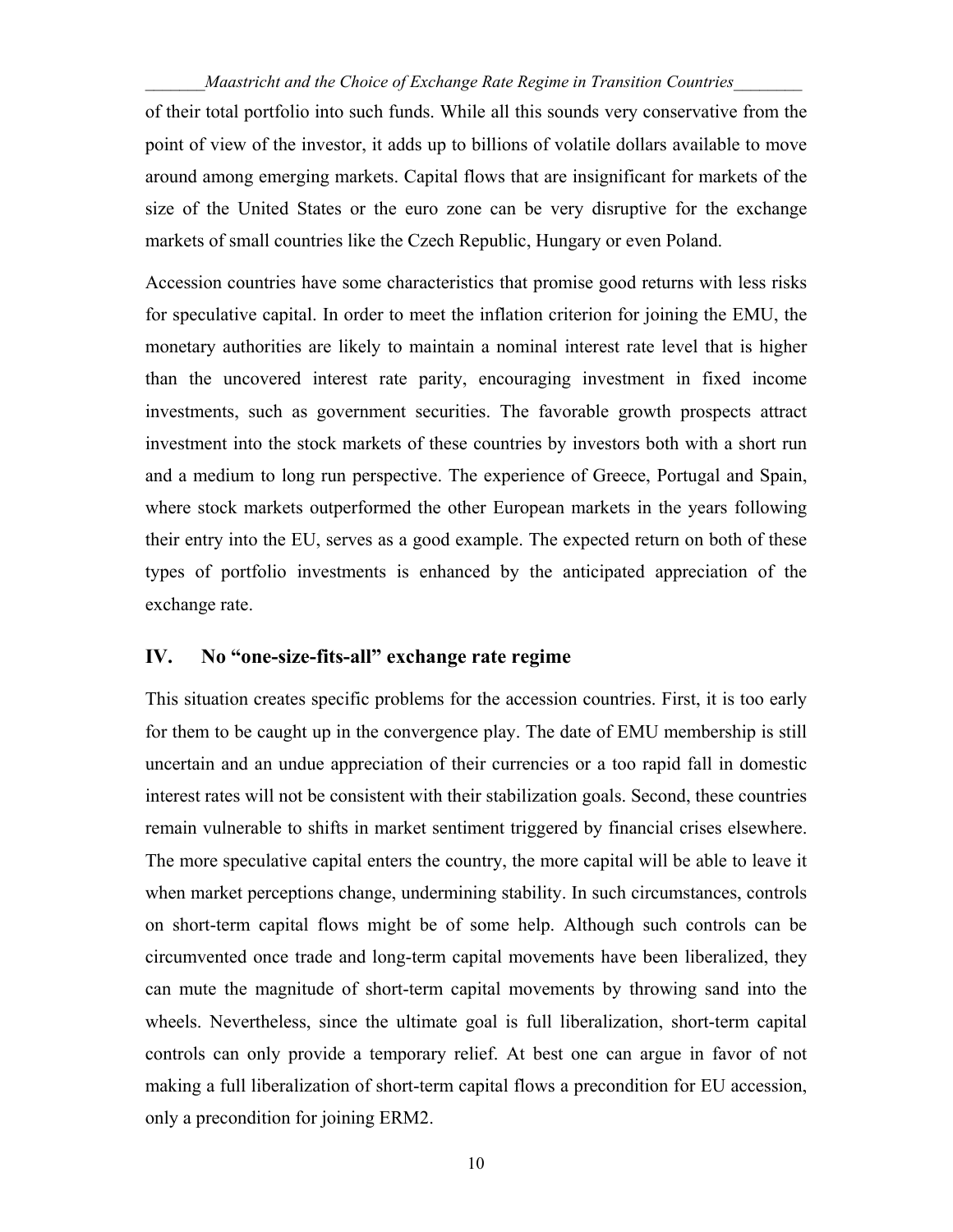of their total portfolio into such funds. While all this sounds very conservative from the point of view of the investor, it adds up to billions of volatile dollars available to move around among emerging markets. Capital flows that are insignificant for markets of the size of the United States or the euro zone can be very disruptive for the exchange markets of small countries like the Czech Republic, Hungary or even Poland.

Accession countries have some characteristics that promise good returns with less risks for speculative capital. In order to meet the inflation criterion for joining the EMU, the monetary authorities are likely to maintain a nominal interest rate level that is higher than the uncovered interest rate parity, encouraging investment in fixed income investments, such as government securities. The favorable growth prospects attract investment into the stock markets of these countries by investors both with a short run and a medium to long run perspective. The experience of Greece, Portugal and Spain, where stock markets outperformed the other European markets in the years following their entry into the EU, serves as a good example. The expected return on both of these types of portfolio investments is enhanced by the anticipated appreciation of the exchange rate.

## IV. No "one-size-fits-all" exchange rate regime

This situation creates specific problems for the accession countries. First, it is too early for them to be caught up in the convergence play. The date of EMU membership is still uncertain and an undue appreciation of their currencies or a too rapid fall in domestic interest rates will not be consistent with their stabilization goals. Second, these countries remain vulnerable to shifts in market sentiment triggered by financial crises elsewhere. The more speculative capital enters the country, the more capital will be able to leave it when market perceptions change, undermining stability. In such circumstances, controls on short-term capital flows might be of some help. Although such controls can be circumvented once trade and long-term capital movements have been liberalized, they can mute the magnitude of short-term capital movements by throwing sand into the wheels. Nevertheless, since the ultimate goal is full liberalization, short-term capital controls can only provide a temporary relief. At best one can argue in favor of not making a full liberalization of short-term capital flows a precondition for EU accession, only a precondition for joining ERM2.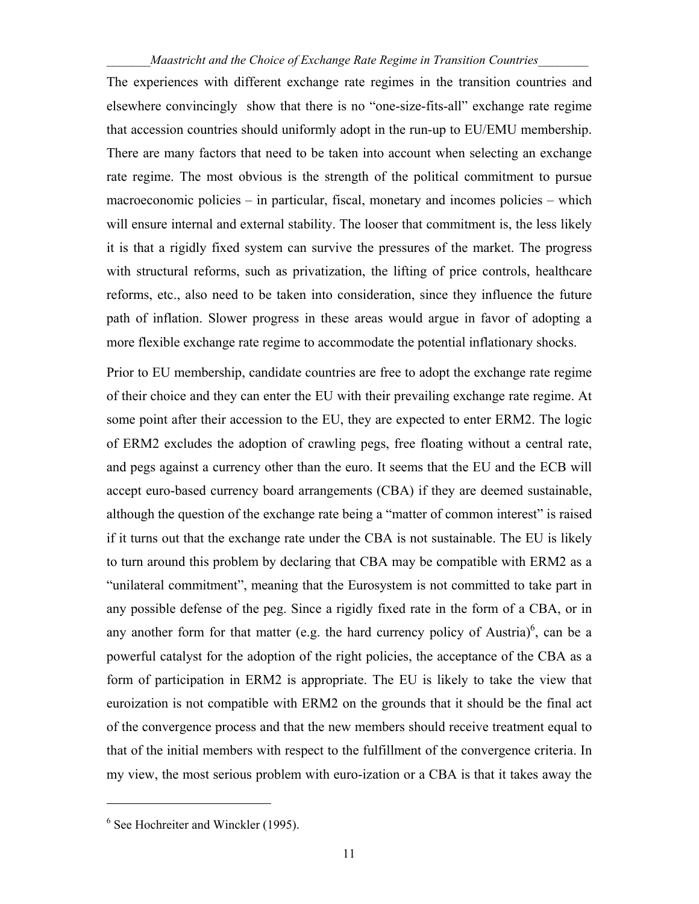The experiences with different exchange rate regimes in the transition countries and elsewhere convincingly show that there is no "one-size-fits-all" exchange rate regime that accession countries should uniformly adopt in the run-up to EU/EMU membership. There are many factors that need to be taken into account when selecting an exchange rate regime. The most obvious is the strength of the political commitment to pursue macroeconomic policies – in particular, fiscal, monetary and incomes policies – which will ensure internal and external stability. The looser that commitment is, the less likely it is that a rigidly fixed system can survive the pressures of the market. The progress with structural reforms, such as privatization, the lifting of price controls, healthcare reforms, etc., also need to be taken into consideration, since they influence the future path of inflation. Slower progress in these areas would argue in favor of adopting a more flexible exchange rate regime to accommodate the potential inflationary shocks.

Prior to EU membership, candidate countries are free to adopt the exchange rate regime of their choice and they can enter the EU with their prevailing exchange rate regime. At some point after their accession to the EU, they are expected to enter ERM2. The logic of ERM2 excludes the adoption of crawling pegs, free floating without a central rate, and pegs against a currency other than the euro. It seems that the EU and the ECB will accept euro-based currency board arrangements (CBA) if they are deemed sustainable, although the question of the exchange rate being a "matter of common interest" is raised if it turns out that the exchange rate under the CBA is not sustainable. The EU is likely to turn around this problem by declaring that CBA may be compatible with ERM2 as a "unilateral commitment", meaning that the Eurosystem is not committed to take part in any possible defense of the peg. Since a rigidly fixed rate in the form of a CBA, or in any another form for that matter (e.g. the hard currency policy of Austria)[6], can be a powerful catalyst for the adoption of the right policies, the acceptance of the CBA as a form of participation in ERM2 is appropriate. The EU is likely to take the view that euroization is not compatible with ERM2 on the grounds that it should be the final act of the convergence process and that the new members should receive treatment equal to that of the initial members with respect to the fulfillment of the convergence criteria. In my view, the most serious problem with euro-ization or a CBA is that it takes away the

---

[6] See Hochreiter and Winckler (1995).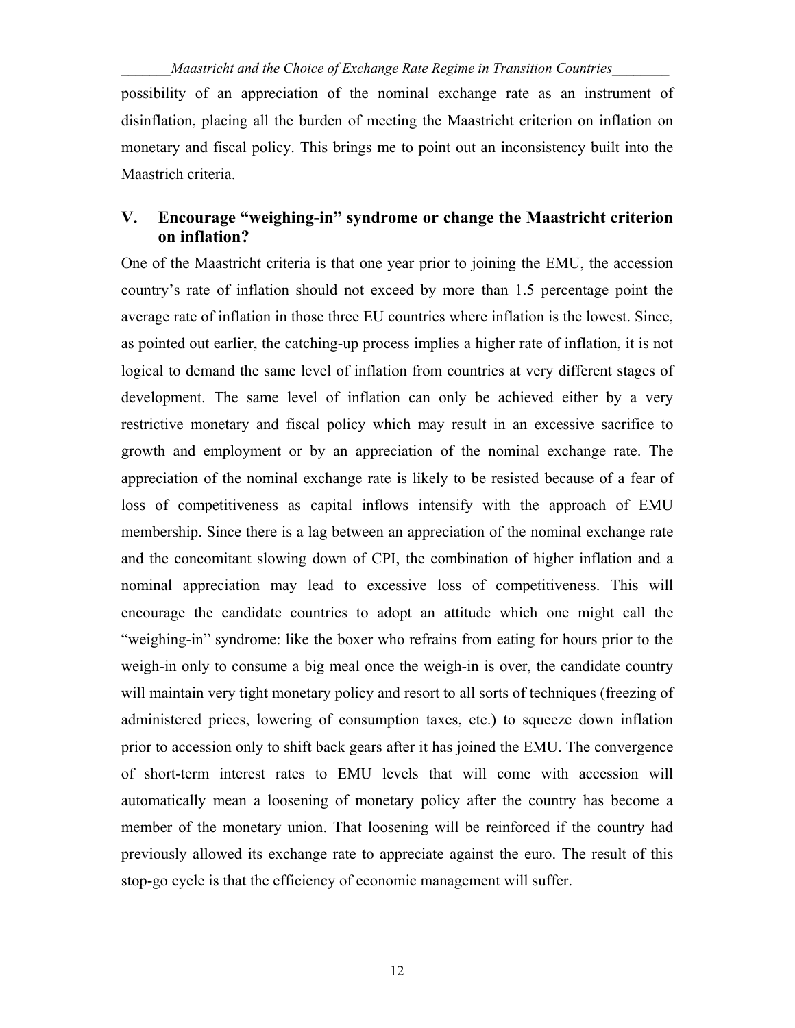possibility of an appreciation of the nominal exchange rate as an instrument of disinflation, placing all the burden of meeting the Maastricht criterion on inflation on monetary and fiscal policy. This brings me to point out an inconsistency built into the Maastrich criteria.

## V. Encourage "weighing-in" syndrome or change the Maastricht criterion on inflation?

One of the Maastricht criteria is that one year prior to joining the EMU, the accession country's rate of inflation should not exceed by more than 1.5 percentage point the average rate of inflation in those three EU countries where inflation is the lowest. Since, as pointed out earlier, the catching-up process implies a higher rate of inflation, it is not logical to demand the same level of inflation from countries at very different stages of development. The same level of inflation can only be achieved either by a very restrictive monetary and fiscal policy which may result in an excessive sacrifice to growth and employment or by an appreciation of the nominal exchange rate. The appreciation of the nominal exchange rate is likely to be resisted because of a fear of loss of competitiveness as capital inflows intensify with the approach of EMU membership. Since there is a lag between an appreciation of the nominal exchange rate and the concomitant slowing down of CPI, the combination of higher inflation and a nominal appreciation may lead to excessive loss of competitiveness. This will encourage the candidate countries to adopt an attitude which one might call the "weighing-in" syndrome: like the boxer who refrains from eating for hours prior to the weigh-in only to consume a big meal once the weigh-in is over, the candidate country will maintain very tight monetary policy and resort to all sorts of techniques (freezing of administered prices, lowering of consumption taxes, etc.) to squeeze down inflation prior to accession only to shift back gears after it has joined the EMU. The convergence of short-term interest rates to EMU levels that will come with accession will automatically mean a loosening of monetary policy after the country has become a member of the monetary union. That loosening will be reinforced if the country had previously allowed its exchange rate to appreciate against the euro. The result of this stop-go cycle is that the efficiency of economic management will suffer.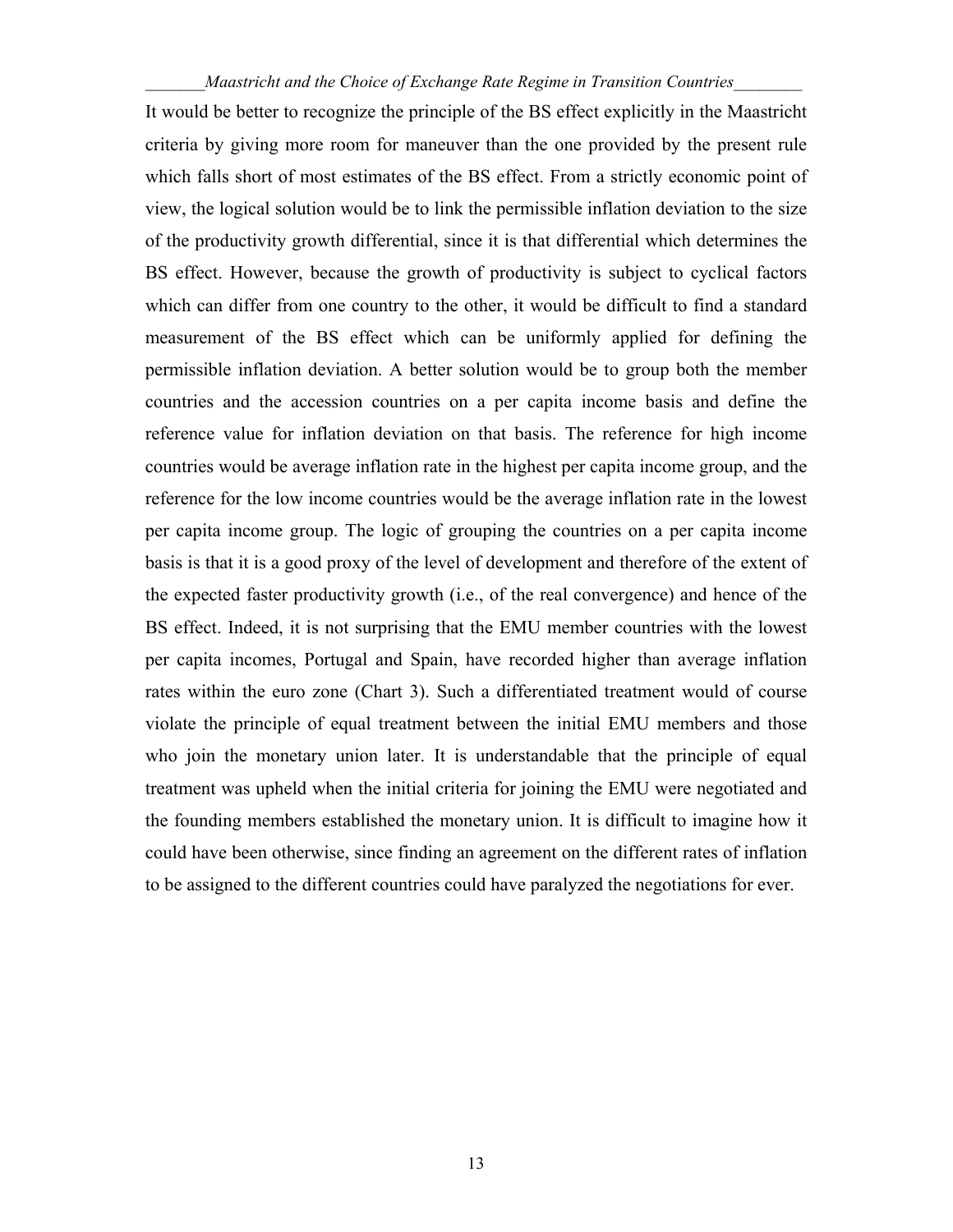It would be better to recognize the principle of the BS effect explicitly in the Maastricht criteria by giving more room for maneuver than the one provided by the present rule which falls short of most estimates of the BS effect. From a strictly economic point of view, the logical solution would be to link the permissible inflation deviation to the size of the productivity growth differential, since it is that differential which determines the BS effect. However, because the growth of productivity is subject to cyclical factors which can differ from one country to the other, it would be difficult to find a standard measurement of the BS effect which can be uniformly applied for defining the permissible inflation deviation. A better solution would be to group both the member countries and the accession countries on a per capita income basis and define the reference value for inflation deviation on that basis. The reference for high income countries would be average inflation rate in the highest per capita income group, and the reference for the low income countries would be the average inflation rate in the lowest per capita income group. The logic of grouping the countries on a per capita income basis is that it is a good proxy of the level of development and therefore of the extent of the expected faster productivity growth (i.e., of the real convergence) and hence of the BS effect. Indeed, it is not surprising that the EMU member countries with the lowest per capita incomes, Portugal and Spain, have recorded higher than average inflation rates within the euro zone (Chart 3). Such a differentiated treatment would of course violate the principle of equal treatment between the initial EMU members and those who join the monetary union later. It is understandable that the principle of equal treatment was upheld when the initial criteria for joining the EMU were negotiated and the founding members established the monetary union. It is difficult to imagine how it could have been otherwise, since finding an agreement on the different rates of inflation to be assigned to the different countries could have paralyzed the negotiations for ever.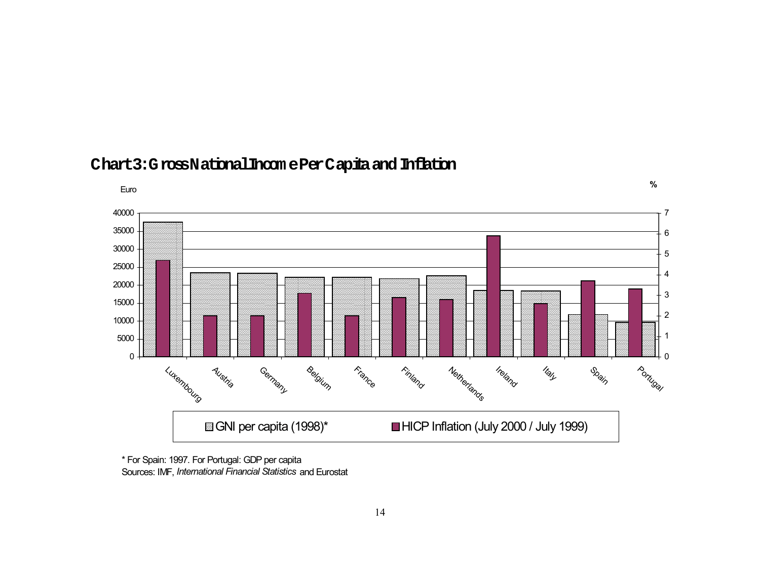## Chart 3: Gross National Income Per Capita and Inflation

Euro | %

| | GNI per capita (1998)* | HICP Inflation (July 2000 / July 1999) |
|---|---|---|
| Luxembourg | | |
| Austria | | |
| Germany | | |
| Belgium | | |
| France | | |
| Finland | | |
| Netherlands | | |
| Ireland | | |
| Italy | | |
| Spain | | |
| Portugal | | |

\* For Spain: 1997. For Portugal: GDP per capita

Sources: IMF, *International Financial Statistics* and Eurostat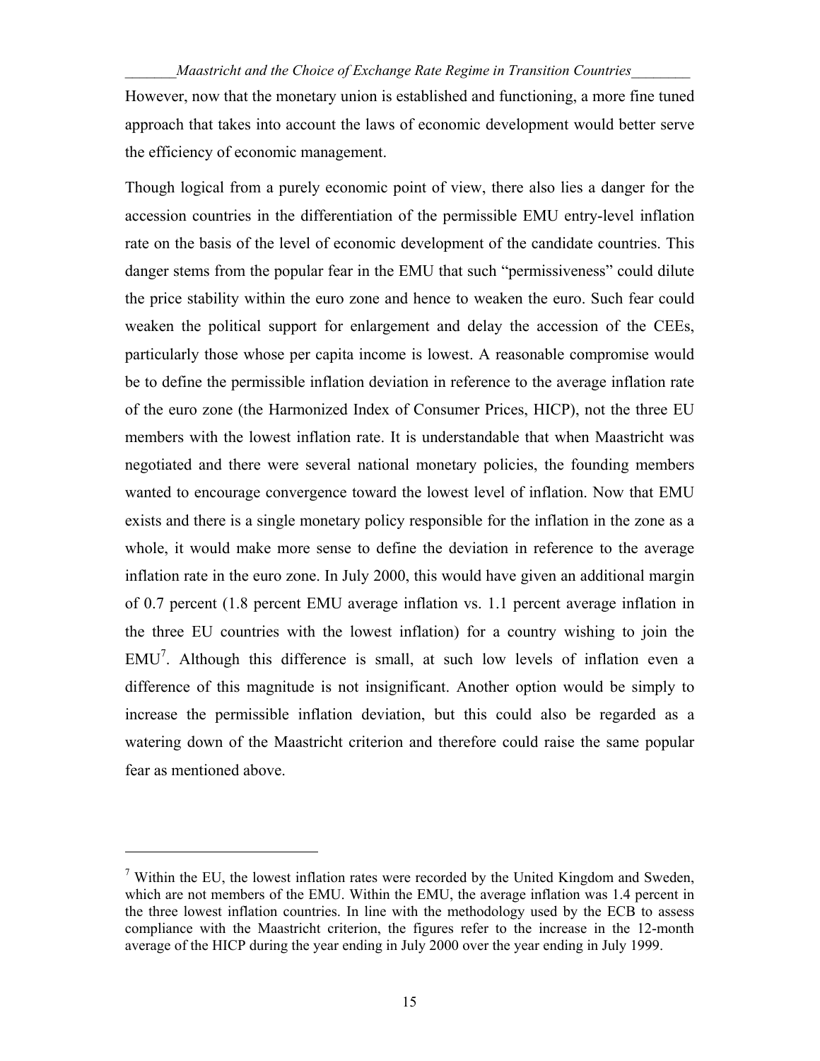However, now that the monetary union is established and functioning, a more fine tuned approach that takes into account the laws of economic development would better serve the efficiency of economic management.

Though logical from a purely economic point of view, there also lies a danger for the accession countries in the differentiation of the permissible EMU entry-level inflation rate on the basis of the level of economic development of the candidate countries. This danger stems from the popular fear in the EMU that such "permissiveness" could dilute the price stability within the euro zone and hence to weaken the euro. Such fear could weaken the political support for enlargement and delay the accession of the CEEs, particularly those whose per capita income is lowest. A reasonable compromise would be to define the permissible inflation deviation in reference to the average inflation rate of the euro zone (the Harmonized Index of Consumer Prices, HICP), not the three EU members with the lowest inflation rate. It is understandable that when Maastricht was negotiated and there were several national monetary policies, the founding members wanted to encourage convergence toward the lowest level of inflation. Now that EMU exists and there is a single monetary policy responsible for the inflation in the zone as a whole, it would make more sense to define the deviation in reference to the average inflation rate in the euro zone. In July 2000, this would have given an additional margin of 0.7 percent (1.8 percent EMU average inflation vs. 1.1 percent average inflation in the three EU countries with the lowest inflation) for a country wishing to join the EMU[7]. Although this difference is small, at such low levels of inflation even a difference of this magnitude is not insignificant. Another option would be simply to increase the permissible inflation deviation, but this could also be regarded as a watering down of the Maastricht criterion and therefore could raise the same popular fear as mentioned above.

---

[7] Within the EU, the lowest inflation rates were recorded by the United Kingdom and Sweden, which are not members of the EMU. Within the EMU, the average inflation was 1.4 percent in the three lowest inflation countries. In line with the methodology used by the ECB to assess compliance with the Maastricht criterion, the figures refer to the increase in the 12-month average of the HICP during the year ending in July 2000 over the year ending in July 1999.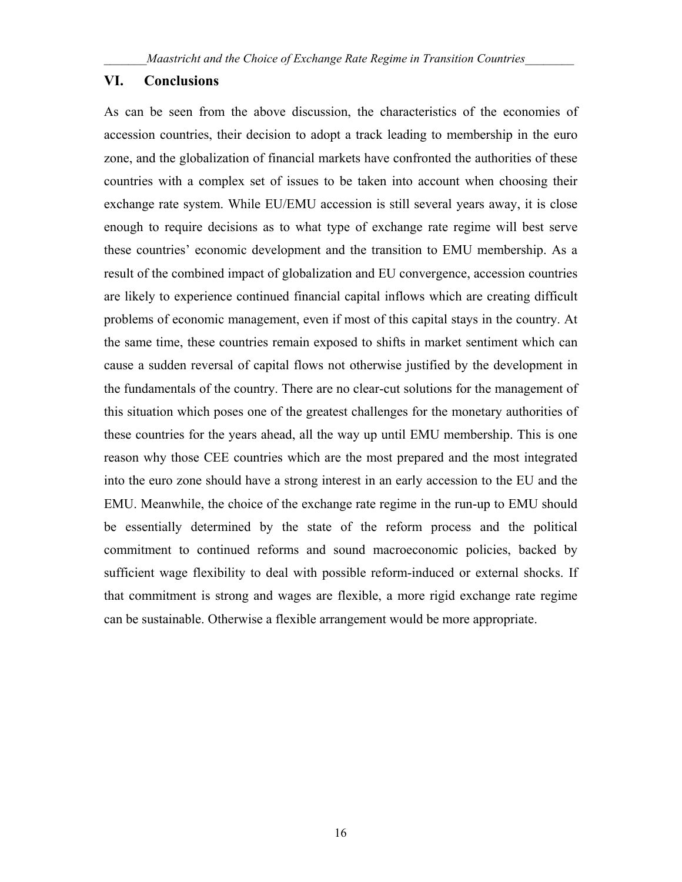## VI. Conclusions

As can be seen from the above discussion, the characteristics of the economies of accession countries, their decision to adopt a track leading to membership in the euro zone, and the globalization of financial markets have confronted the authorities of these countries with a complex set of issues to be taken into account when choosing their exchange rate system. While EU/EMU accession is still several years away, it is close enough to require decisions as to what type of exchange rate regime will best serve these countries' economic development and the transition to EMU membership. As a result of the combined impact of globalization and EU convergence, accession countries are likely to experience continued financial capital inflows which are creating difficult problems of economic management, even if most of this capital stays in the country. At the same time, these countries remain exposed to shifts in market sentiment which can cause a sudden reversal of capital flows not otherwise justified by the development in the fundamentals of the country. There are no clear-cut solutions for the management of this situation which poses one of the greatest challenges for the monetary authorities of these countries for the years ahead, all the way up until EMU membership. This is one reason why those CEE countries which are the most prepared and the most integrated into the euro zone should have a strong interest in an early accession to the EU and the EMU. Meanwhile, the choice of the exchange rate regime in the run-up to EMU should be essentially determined by the state of the reform process and the political commitment to continued reforms and sound macroeconomic policies, backed by sufficient wage flexibility to deal with possible reform-induced or external shocks. If that commitment is strong and wages are flexible, a more rigid exchange rate regime can be sustainable. Otherwise a flexible arrangement would be more appropriate.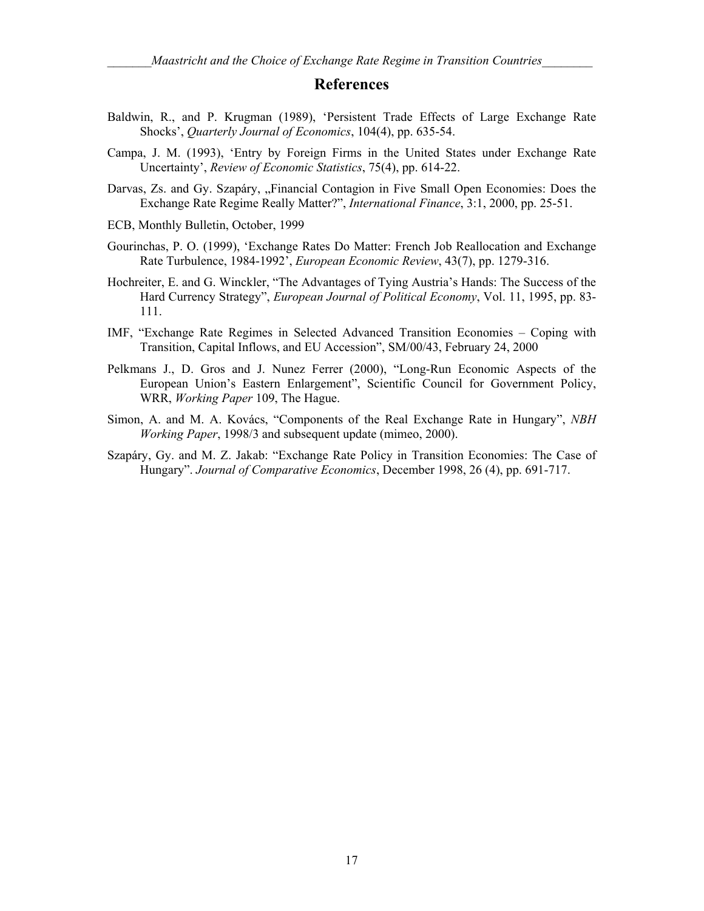# References

Baldwin, R., and P. Krugman (1989), 'Persistent Trade Effects of Large Exchange Rate Shocks', *Quarterly Journal of Economics*, 104(4), pp. 635-54.

Campa, J. M. (1993), 'Entry by Foreign Firms in the United States under Exchange Rate Uncertainty', *Review of Economic Statistics*, 75(4), pp. 614-22.

Darvas, Zs. and Gy. Szapáry, „Financial Contagion in Five Small Open Economies: Does the Exchange Rate Regime Really Matter?", *International Finance*, 3:1, 2000, pp. 25-51.

ECB, Monthly Bulletin, October, 1999

Gourinchas, P. O. (1999), 'Exchange Rates Do Matter: French Job Reallocation and Exchange Rate Turbulence, 1984-1992', *European Economic Review*, 43(7), pp. 1279-316.

Hochreiter, E. and G. Winckler, "The Advantages of Tying Austria's Hands: The Success of the Hard Currency Strategy", *European Journal of Political Economy*, Vol. 11, 1995, pp. 83-111.

IMF, "Exchange Rate Regimes in Selected Advanced Transition Economies – Coping with Transition, Capital Inflows, and EU Accession", SM/00/43, February 24, 2000

Pelkmans J., D. Gros and J. Nunez Ferrer (2000), "Long-Run Economic Aspects of the European Union's Eastern Enlargement", Scientific Council for Government Policy, WRR, *Working Paper* 109, The Hague.

Simon, A. and M. A. Kovács, "Components of the Real Exchange Rate in Hungary", *NBH Working Paper*, 1998/3 and subsequent update (mimeo, 2000).

Szapáry, Gy. and M. Z. Jakab: "Exchange Rate Policy in Transition Economies: The Case of Hungary". *Journal of Comparative Economics*, December 1998, 26 (4), pp. 691-717.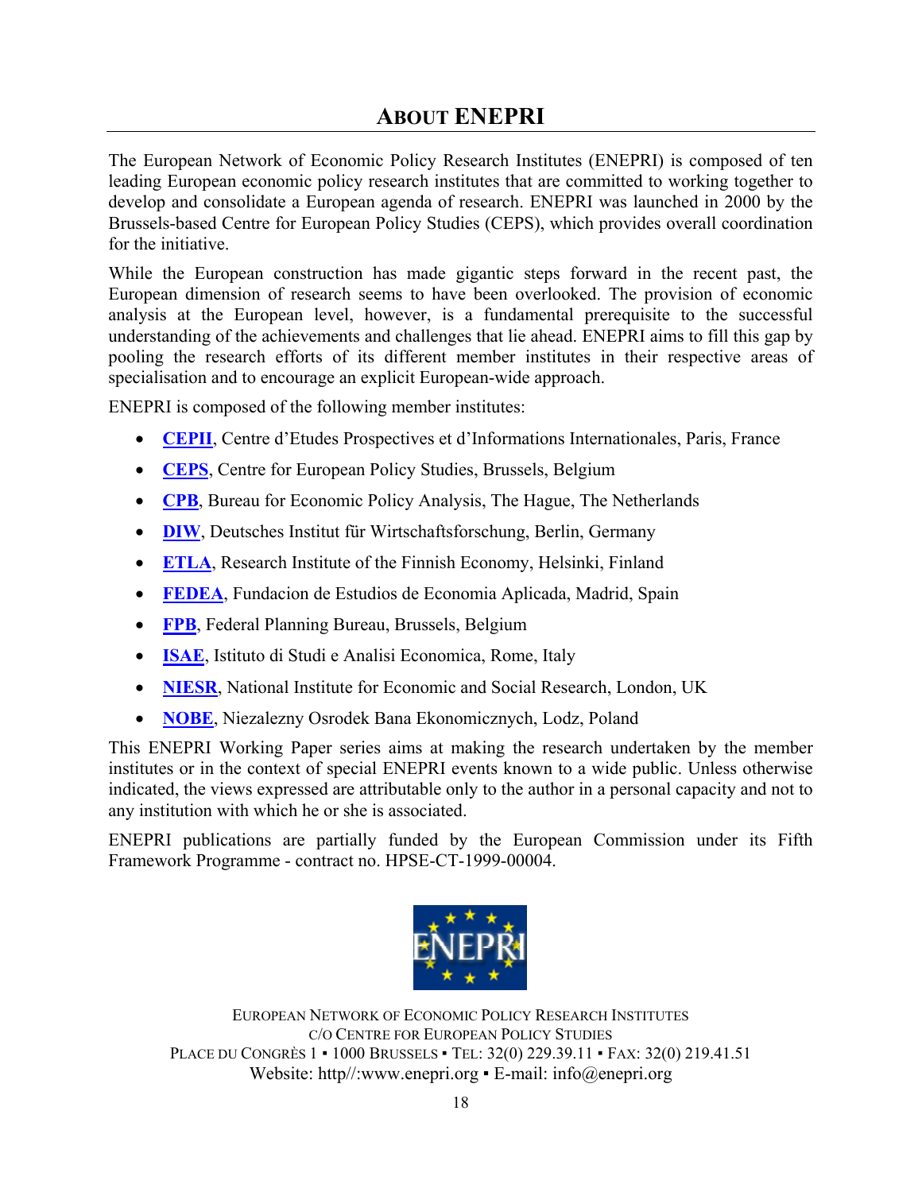# ABOUT ENEPRI

The European Network of Economic Policy Research Institutes (ENEPRI) is composed of ten leading European economic policy research institutes that are committed to working together to develop and consolidate a European agenda of research. ENEPRI was launched in 2000 by the Brussels-based Centre for European Policy Studies (CEPS), which provides overall coordination for the initiative.

While the European construction has made gigantic steps forward in the recent past, the European dimension of research seems to have been overlooked. The provision of economic analysis at the European level, however, is a fundamental prerequisite to the successful understanding of the achievements and challenges that lie ahead. ENEPRI aims to fill this gap by pooling the research efforts of its different member institutes in their respective areas of specialisation and to encourage an explicit European-wide approach.

ENEPRI is composed of the following member institutes:

- **CEPII**, Centre d'Etudes Prospectives et d'Informations Internationales, Paris, France
- **CEPS**, Centre for European Policy Studies, Brussels, Belgium
- **CPB**, Bureau for Economic Policy Analysis, The Hague, The Netherlands
- **DIW**, Deutsches Institut für Wirtschaftsforschung, Berlin, Germany
- **ETLA**, Research Institute of the Finnish Economy, Helsinki, Finland
- **FEDEA**, Fundacion de Estudios de Economia Aplicada, Madrid, Spain
- **FPB**, Federal Planning Bureau, Brussels, Belgium
- **ISAE**, Istituto di Studi e Analisi Economica, Rome, Italy
- **NIESR**, National Institute for Economic and Social Research, London, UK
- **NOBE**, Niezalezny Osrodek Bana Ekonomicznych, Lodz, Poland

This ENEPRI Working Paper series aims at making the research undertaken by the member institutes or in the context of special ENEPRI events known to a wide public. Unless otherwise indicated, the views expressed are attributable only to the author in a personal capacity and not to any institution with which he or she is associated.

ENEPRI publications are partially funded by the European Commission under its Fifth Framework Programme - contract no. HPSE-CT-1999-00004.

EUROPEAN NETWORK OF ECONOMIC POLICY RESEARCH INSTITUTES
C/O CENTRE FOR EUROPEAN POLICY STUDIES
PLACE DU CONGRÈS 1 ▪ 1000 BRUSSELS ▪ TEL: 32(0) 229.39.11 ▪ FAX: 32(0) 219.41.51
Website: http//:www.enepri.org ▪ E-mail: info@enepri.org